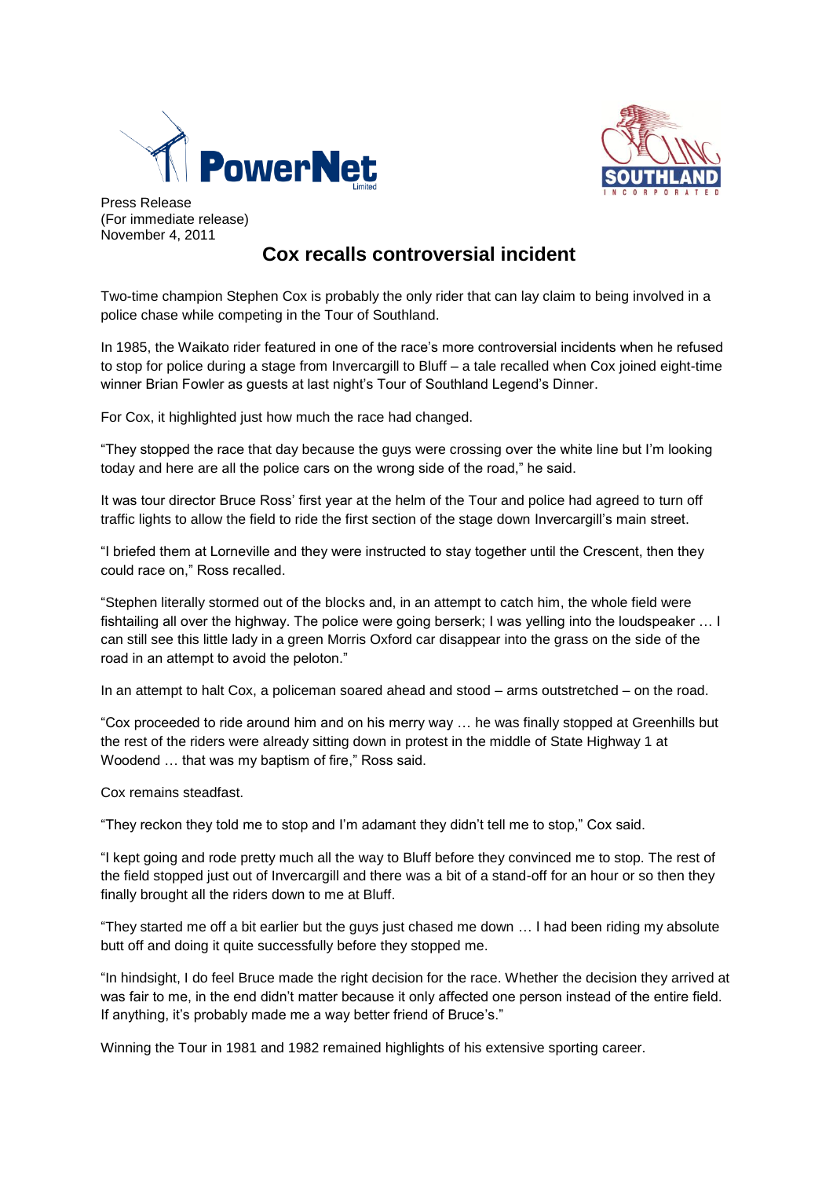Press Release
(For immediate release)
November 4, 2011

# Cox recalls controversial incident

Two-time champion Stephen Cox is probably the only rider that can lay claim to being involved in a police chase while competing in the Tour of Southland.

In 1985, the Waikato rider featured in one of the race's more controversial incidents when he refused to stop for police during a stage from Invercargill to Bluff – a tale recalled when Cox joined eight-time winner Brian Fowler as guests at last night's Tour of Southland Legend's Dinner.

For Cox, it highlighted just how much the race had changed.

"They stopped the race that day because the guys were crossing over the white line but I'm looking today and here are all the police cars on the wrong side of the road," he said.

It was tour director Bruce Ross' first year at the helm of the Tour and police had agreed to turn off traffic lights to allow the field to ride the first section of the stage down Invercargill's main street.

"I briefed them at Lorneville and they were instructed to stay together until the Crescent, then they could race on," Ross recalled.

"Stephen literally stormed out of the blocks and, in an attempt to catch him, the whole field were fishtailing all over the highway. The police were going berserk; I was yelling into the loudspeaker … I can still see this little lady in a green Morris Oxford car disappear into the grass on the side of the road in an attempt to avoid the peloton."

In an attempt to halt Cox, a policeman soared ahead and stood – arms outstretched – on the road.

"Cox proceeded to ride around him and on his merry way … he was finally stopped at Greenhills but the rest of the riders were already sitting down in protest in the middle of State Highway 1 at Woodend … that was my baptism of fire," Ross said.

Cox remains steadfast.

"They reckon they told me to stop and I'm adamant they didn't tell me to stop," Cox said.

"I kept going and rode pretty much all the way to Bluff before they convinced me to stop. The rest of the field stopped just out of Invercargill and there was a bit of a stand-off for an hour or so then they finally brought all the riders down to me at Bluff.

"They started me off a bit earlier but the guys just chased me down … I had been riding my absolute butt off and doing it quite successfully before they stopped me.

"In hindsight, I do feel Bruce made the right decision for the race. Whether the decision they arrived at was fair to me, in the end didn't matter because it only affected one person instead of the entire field. If anything, it's probably made me a way better friend of Bruce's."

Winning the Tour in 1981 and 1982 remained highlights of his extensive sporting career.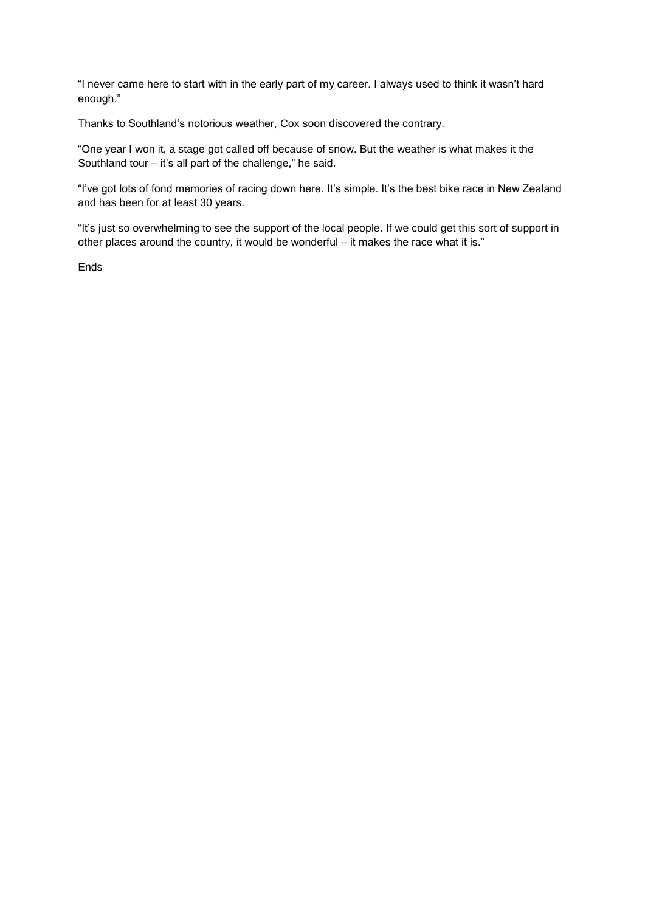"I never came here to start with in the early part of my career. I always used to think it wasn't hard enough."

Thanks to Southland's notorious weather, Cox soon discovered the contrary.

"One year I won it, a stage got called off because of snow. But the weather is what makes it the Southland tour – it's all part of the challenge," he said.

"I've got lots of fond memories of racing down here. It's simple. It's the best bike race in New Zealand and has been for at least 30 years.

"It's just so overwhelming to see the support of the local people. If we could get this sort of support in other places around the country, it would be wonderful – it makes the race what it is."

Ends